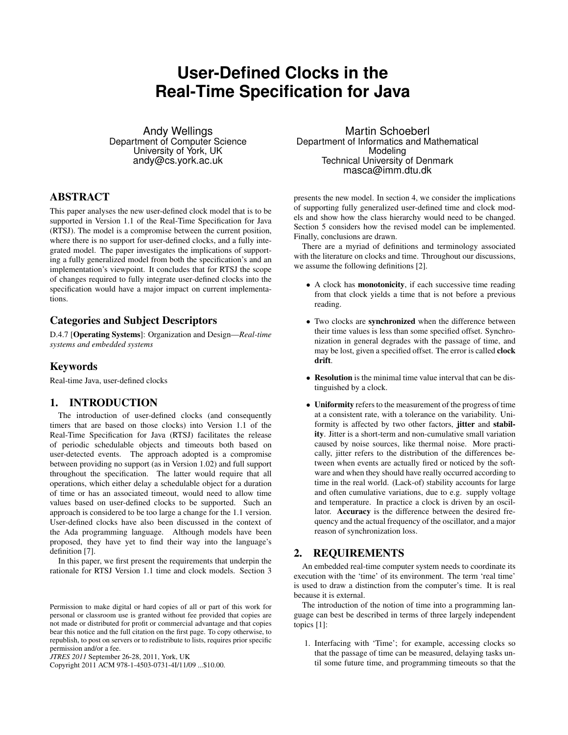# User-Defined Clocks in the Real-Time Specification for Java

Andy Wellings
Department of Computer Science
University of York, UK
andy@cs.york.ac.uk

Martin Schoeberl
Department of Informatics and Mathematical Modeling
Technical University of Denmark
masca@imm.dtu.dk

## ABSTRACT

This paper analyses the new user-defined clock model that is to be supported in Version 1.1 of the Real-Time Specification for Java (RTSJ). The model is a compromise between the current position, where there is no support for user-defined clocks, and a fully integrated model. The paper investigates the implications of supporting a fully generalized model from both the specification's and an implementation's viewpoint. It concludes that for RTSJ the scope of changes required to fully integrate user-defined clocks into the specification would have a major impact on current implementations.

## Categories and Subject Descriptors

D.4.7 [**Operating Systems**]: Organization and Design—*Real-time systems and embedded systems*

## Keywords

Real-time Java, user-defined clocks

## 1. INTRODUCTION

The introduction of user-defined clocks (and consequently timers that are based on those clocks) into Version 1.1 of the Real-Time Specification for Java (RTSJ) facilitates the release of periodic schedulable objects and timeouts both based on user-detected events. The approach adopted is a compromise between providing no support (as in Version 1.02) and full support throughout the specification. The latter would require that all operations, which either delay a schedulable object for a duration of time or has an associated timeout, would need to allow time values based on user-defined clocks to be supported. Such an approach is considered to be too large a change for the 1.1 version. User-defined clocks have also been discussed in the context of the Ada programming language. Although models have been proposed, they have yet to find their way into the language's definition [7].

In this paper, we first present the requirements that underpin the rationale for RTSJ Version 1.1 time and clock models. Section 3 presents the new model. In section 4, we consider the implications of supporting fully generalized user-defined time and clock models and show how the class hierarchy would need to be changed. Section 5 considers how the revised model can be implemented. Finally, conclusions are drawn.

There are a myriad of definitions and terminology associated with the literature on clocks and time. Throughout our discussions, we assume the following definitions [2].

- A clock has **monotonicity**, if each successive time reading from that clock yields a time that is not before a previous reading.
- Two clocks are **synchronized** when the difference between their time values is less than some specified offset. Synchronization in general degrades with the passage of time, and may be lost, given a specified offset. The error is called **clock drift**.
- **Resolution** is the minimal time value interval that can be distinguished by a clock.
- **Uniformity** refers to the measurement of the progress of time at a consistent rate, with a tolerance on the variability. Uniformity is affected by two other factors, **jitter** and **stability**. Jitter is a short-term and non-cumulative small variation caused by noise sources, like thermal noise. More practically, jitter refers to the distribution of the differences between when events are actually fired or noticed by the software and when they should have really occurred according to time in the real world. (Lack-of) stability accounts for large and often cumulative variations, due to e.g. supply voltage and temperature. In practice a clock is driven by an oscillator. **Accuracy** is the difference between the desired frequency and the actual frequency of the oscillator, and a major reason of synchronization loss.

## 2. REQUIREMENTS

An embedded real-time computer system needs to coordinate its execution with the 'time' of its environment. The term 'real time' is used to draw a distinction from the computer's time. It is real because it is external.

The introduction of the notion of time into a programming language can best be described in terms of three largely independent topics [1]:

1. Interfacing with 'Time'; for example, accessing clocks so that the passage of time can be measured, delaying tasks until some future time, and programming timeouts so that the

Permission to make digital or hard copies of all or part of this work for personal or classroom use is granted without fee provided that copies are not made or distributed for profit or commercial advantage and that copies bear this notice and the full citation on the first page. To copy otherwise, to republish, to post on servers or to redistribute to lists, requires prior specific permission and/or a fee.
*JTRES 2011* September 26-28, 2011, York, UK
Copyright 2011 ACM 978-1-4503-0731-4I/11/09 ...$10.00.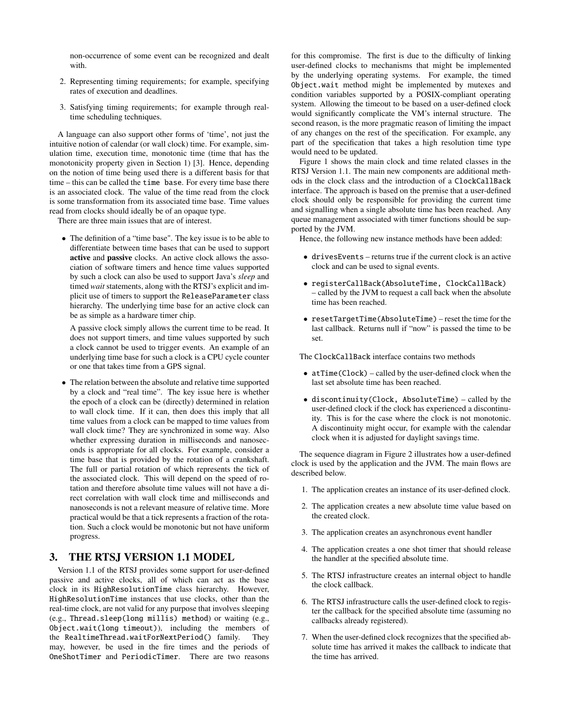non-occurrence of some event can be recognized and dealt with.

2. Representing timing requirements; for example, specifying rates of execution and deadlines.
3. Satisfying timing requirements; for example through real-time scheduling techniques.

A language can also support other forms of 'time', not just the intuitive notion of calendar (or wall clock) time. For example, simulation time, execution time, monotonic time (time that has the monotonicity property given in Section 1) [3]. Hence, depending on the notion of time being used there is a different basis for that time – this can be called the `time base`. For every time base there is an associated clock. The value of the time read from the clock is some transformation from its associated time base. Time values read from clocks should ideally be of an opaque type.

There are three main issues that are of interest.

- The definition of a "time base". The key issue is to be able to differentiate between time bases that can be used to support **active** and **passive** clocks. An active clock allows the association of software timers and hence time values supported by such a clock can also be used to support Java's *sleep* and timed *wait* statements, along with the RTSJ's explicit and implicit use of timers to support the `ReleaseParameter` class hierarchy. The underlying time base for an active clock can be as simple as a hardware timer chip.

  A passive clock simply allows the current time to be read. It does not support timers, and time values supported by such a clock cannot be used to trigger events. An example of an underlying time base for such a clock is a CPU cycle counter or one that takes time from a GPS signal.

- The relation between the absolute and relative time supported by a clock and "real time". The key issue here is whether the epoch of a clock can be (directly) determined in relation to wall clock time. If it can, then does this imply that all time values from a clock can be mapped to time values from wall clock time? They are synchronized in some way. Also whether expressing duration in milliseconds and nanoseconds is appropriate for all clocks. For example, consider a time base that is provided by the rotation of a crankshaft. The full or partial rotation of which represents the tick of the associated clock. This will depend on the speed of rotation and therefore absolute time values will not have a direct correlation with wall clock time and milliseconds and nanoseconds is not a relevant measure of relative time. More practical would be that a tick represents a fraction of the rotation. Such a clock would be monotonic but not have uniform progress.

## 3. THE RTSJ VERSION 1.1 MODEL

Version 1.1 of the RTSJ provides some support for user-defined passive and active clocks, all of which can act as the base clock in its `HighResolutionTime` class hierarchy. However, `HighResolutionTime` instances that use clocks, other than the real-time clock, are not valid for any purpose that involves sleeping (e.g., `Thread.sleep(long millis)` method) or waiting (e.g., `Object.wait(long timeout)`), including the members of the `RealtimeThread.waitForNextPeriod()` family. They may, however, be used in the fire times and the periods of `OneShotTimer` and `PeriodicTimer`. There are two reasons for this compromise. The first is due to the difficulty of linking user-defined clocks to mechanisms that might be implemented by the underlying operating systems. For example, the timed `Object.wait` method might be implemented by mutexes and condition variables supported by a POSIX-compliant operating system. Allowing the timeout to be based on a user-defined clock would significantly complicate the VM's internal structure. The second reason, is the more pragmatic reason of limiting the impact of any changes on the rest of the specification. For example, any part of the specification that takes a high resolution time type would need to be updated.

Figure 1 shows the main clock and time related classes in the RTSJ Version 1.1. The main new components are additional methods in the clock class and the introduction of a `ClockCallBack` interface. The approach is based on the premise that a user-defined clock should only be responsible for providing the current time and signalling when a single absolute time has been reached. Any queue management associated with timer functions should be supported by the JVM.

Hence, the following new instance methods have been added:

- `drivesEvents` – returns true if the current clock is an active clock and can be used to signal events.
- `registerCallBack(AbsoluteTime, ClockCallBack)` – called by the JVM to request a call back when the absolute time has been reached.
- `resetTargetTime(AbsoluteTime)` – reset the time for the last callback. Returns null if "now" is passed the time to be set.

The `ClockCallBack` interface contains two methods

- `atTime(Clock)` – called by the user-defined clock when the last set absolute time has been reached.
- `discontinuity(Clock, AbsoluteTime)` – called by the user-defined clock if the clock has experienced a discontinuity. This is for the case where the clock is not monotonic. A discontinuity might occur, for example with the calendar clock when it is adjusted for daylight savings time.

The sequence diagram in Figure 2 illustrates how a user-defined clock is used by the application and the JVM. The main flows are described below.

1. The application creates an instance of its user-defined clock.
2. The application creates a new absolute time value based on the created clock.
3. The application creates an asynchronous event handler
4. The application creates a one shot timer that should release the handler at the specified absolute time.
5. The RTSJ infrastructure creates an internal object to handle the clock callback.
6. The RTSJ infrastructure calls the user-defined clock to register the callback for the specified absolute time (assuming no callbacks already registered).
7. When the user-defined clock recognizes that the specified absolute time has arrived it makes the callback to indicate that the time has arrived.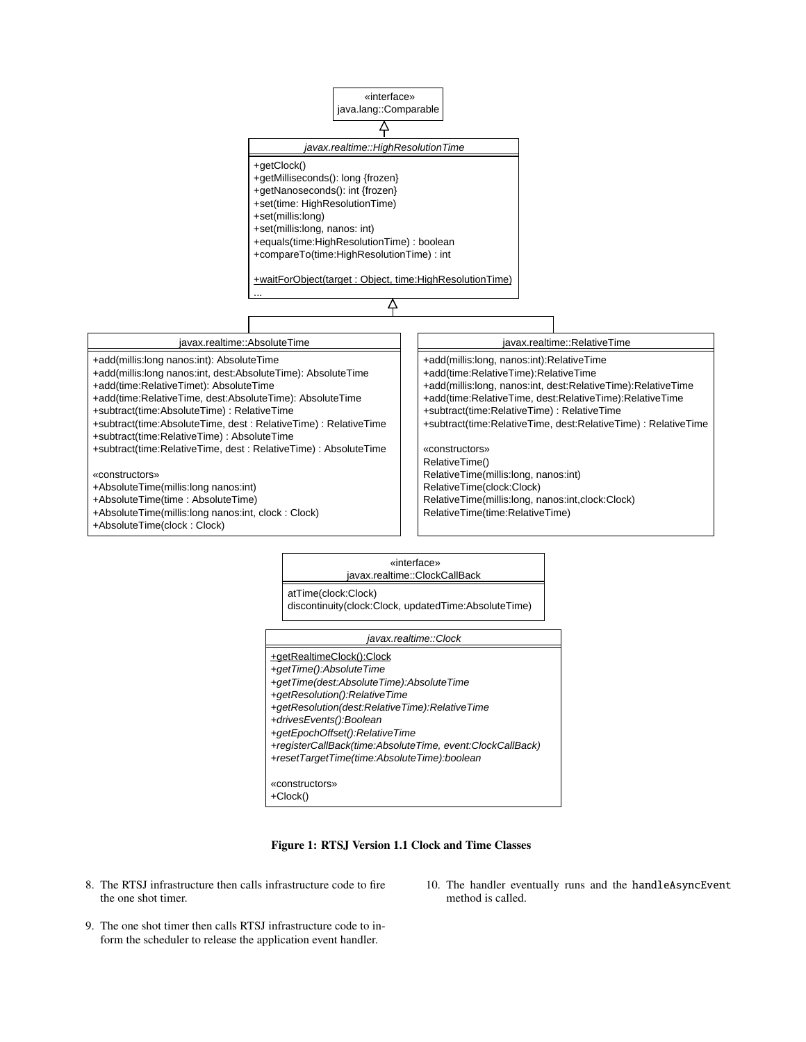«interface»
java.lang::Comparable

*javax.realtime::HighResolutionTime*

```
+getClock()
+getMilliseconds(): long {frozen}
+getNanoseconds(): int {frozen}
+set(time: HighResolutionTime)
+set(millis:long)
+set(millis:long, nanos: int)
+equals(time:HighResolutionTime) : boolean
+compareTo(time:HighResolutionTime) : int

+waitForObject(target : Object, time:HighResolutionTime)
...
```

javax.realtime::AbsoluteTime

```
+add(millis:long nanos:int): AbsoluteTime
+add(millis:long nanos:int, dest:AbsoluteTime): AbsoluteTime
+add(time:RelativeTimet): AbsoluteTime
+add(time:RelativeTime, dest:AbsoluteTime): AbsoluteTime
+subtract(time:AbsoluteTime) : RelativeTime
+subtract(time:AbsoluteTime, dest : RelativeTime) : RelativeTime
+subtract(time:RelativeTime) : AbsoluteTime
+subtract(time:RelativeTime, dest : RelativeTime) : AbsoluteTime

«constructors»
+AbsoluteTime(millis:long nanos:int)
+AbsoluteTime(time : AbsoluteTime)
+AbsoluteTime(millis:long nanos:int, clock : Clock)
+AbsoluteTime(clock : Clock)
```

javax.realtime::RelativeTime

```
+add(millis:long, nanos:int):RelativeTime
+add(time:RelativeTime):RelativeTime
+add(millis:long, nanos:int, dest:RelativeTime):RelativeTime
+add(time:RelativeTime, dest:RelativeTime):RelativeTime
+subtract(time:RelativeTime) : RelativeTime
+subtract(time:RelativeTime, dest:RelativeTime) : RelativeTime

«constructors»
RelativeTime()
RelativeTime(millis:long, nanos:int)
RelativeTime(clock:Clock)
RelativeTime(millis:long, nanos:int,clock:Clock)
RelativeTime(time:RelativeTime)
```

«interface»
javax.realtime::ClockCallBack

```
atTime(clock:Clock)
discontinuity(clock:Clock, updatedTime:AbsoluteTime)
```

*javax.realtime::Clock*

```
+getRealtimeClock():Clock
+getTime():AbsoluteTime
+getTime(dest:AbsoluteTime):AbsoluteTime
+getResolution():RelativeTime
+getResolution(dest:RelativeTime):RelativeTime
+drivesEvents():Boolean
+getEpochOffset():RelativeTime
+registerCallBack(time:AbsoluteTime, event:ClockCallBack)
+resetTargetTime(time:AbsoluteTime):boolean

«constructors»
+Clock()
```

**Figure 1: RTSJ Version 1.1 Clock and Time Classes**

8. The RTSJ infrastructure then calls infrastructure code to fire the one shot timer.

9. The one shot timer then calls RTSJ infrastructure code to inform the scheduler to release the application event handler.

10. The handler eventually runs and the `handleAsyncEvent` method is called.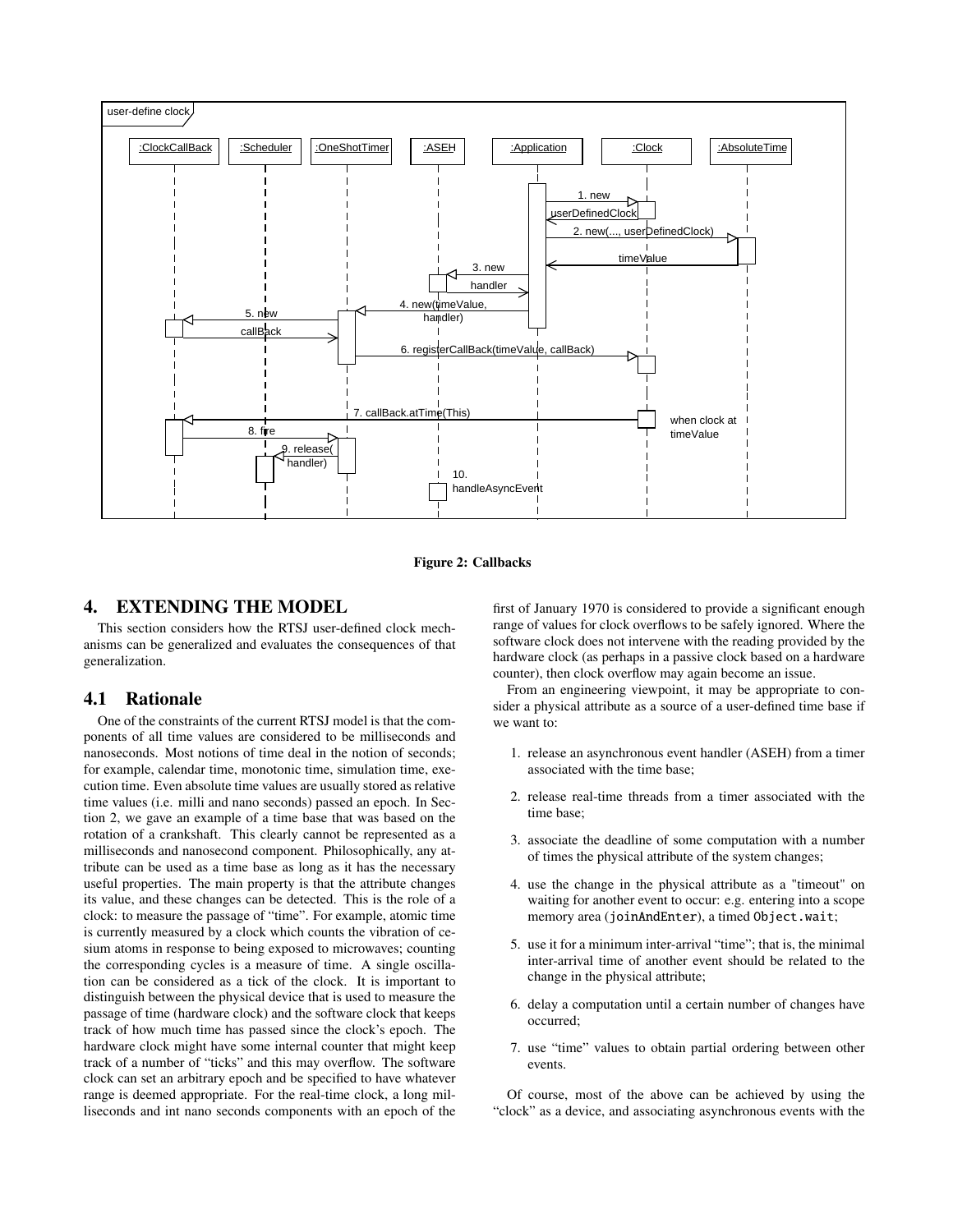**Figure 2: Callbacks**

## 4. EXTENDING THE MODEL

This section considers how the RTSJ user-defined clock mechanisms can be generalized and evaluates the consequences of that generalization.

### 4.1 Rationale

One of the constraints of the current RTSJ model is that the components of all time values are considered to be milliseconds and nanoseconds. Most notions of time deal in the notion of seconds; for example, calendar time, monotonic time, simulation time, execution time. Even absolute time values are usually stored as relative time values (i.e. milli and nano seconds) passed an epoch. In Section 2, we gave an example of a time base that was based on the rotation of a crankshaft. This clearly cannot be represented as a milliseconds and nanosecond component. Philosophically, any attribute can be used as a time base as long as it has the necessary useful properties. The main property is that the attribute changes its value, and these changes can be detected. This is the role of a clock: to measure the passage of "time". For example, atomic time is currently measured by a clock which counts the vibration of cesium atoms in response to being exposed to microwaves; counting the corresponding cycles is a measure of time. A single oscillation can be considered as a tick of the clock. It is important to distinguish between the physical device that is used to measure the passage of time (hardware clock) and the software clock that keeps track of how much time has passed since the clock's epoch. The hardware clock might have some internal counter that might keep track of a number of "ticks" and this may overflow. The software clock can set an arbitrary epoch and be specified to have whatever range is deemed appropriate. For the real-time clock, a long milliseconds and int nano seconds components with an epoch of the first of January 1970 is considered to provide a significant enough range of values for clock overflows to be safely ignored. Where the software clock does not intervene with the reading provided by the hardware clock (as perhaps in a passive clock based on a hardware counter), then clock overflow may again become an issue.

From an engineering viewpoint, it may be appropriate to consider a physical attribute as a source of a user-defined time base if we want to:

1. release an asynchronous event handler (ASEH) from a timer associated with the time base;
2. release real-time threads from a timer associated with the time base;
3. associate the deadline of some computation with a number of times the physical attribute of the system changes;
4. use the change in the physical attribute as a "timeout" on waiting for another event to occur: e.g. entering into a scope memory area (`joinAndEnter`), a timed `Object.wait`;
5. use it for a minimum inter-arrival "time"; that is, the minimal inter-arrival time of another event should be related to the change in the physical attribute;
6. delay a computation until a certain number of changes have occurred;
7. use "time" values to obtain partial ordering between other events.

Of course, most of the above can be achieved by using the "clock" as a device, and associating asynchronous events with the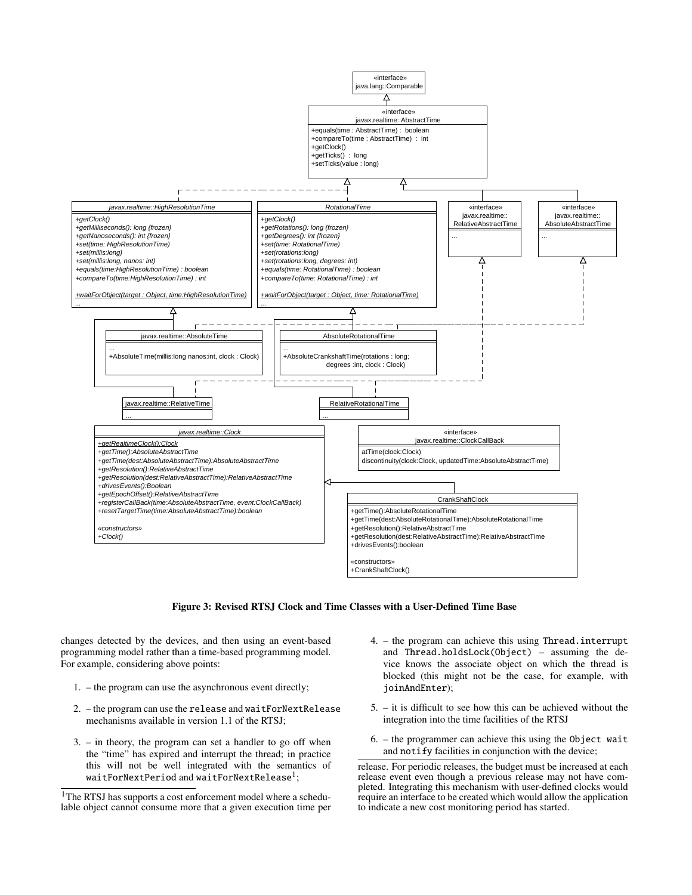**Figure 3: Revised RTSJ Clock and Time Classes with a User-Defined Time Base**

changes detected by the devices, and then using an event-based programming model rather than a time-based programming model. For example, considering above points:

1. – the program can use the asynchronous event directly;
2. – the program can use the `release` and `waitForNextRelease` mechanisms available in version 1.1 of the RTSJ;
3. – in theory, the program can set a handler to go off when the "time" has expired and interrupt the thread; in practice this will not be well integrated with the semantics of `waitForNextPeriod` and `waitForNextRelease`[1];
4. – the program can achieve this using `Thread.interrupt` and `Thread.holdsLock(Object)` – assuming the device knows the associate object on which the thread is blocked (this might not be the case, for example, with `joinAndEnter`);
5. – it is difficult to see how this can be achieved without the integration into the time facilities of the RTSJ
6. – the programmer can achieve this using the `Object wait` and `notify` facilities in conjunction with the device;

[1] The RTSJ has supports a cost enforcement model where a schedulable object cannot consume more that a given execution time per release. For periodic releases, the budget must be increased at each release event even though a previous release may not have completed. Integrating this mechanism with user-defined clocks would require an interface to be created which would allow the application to indicate a new cost monitoring period has started.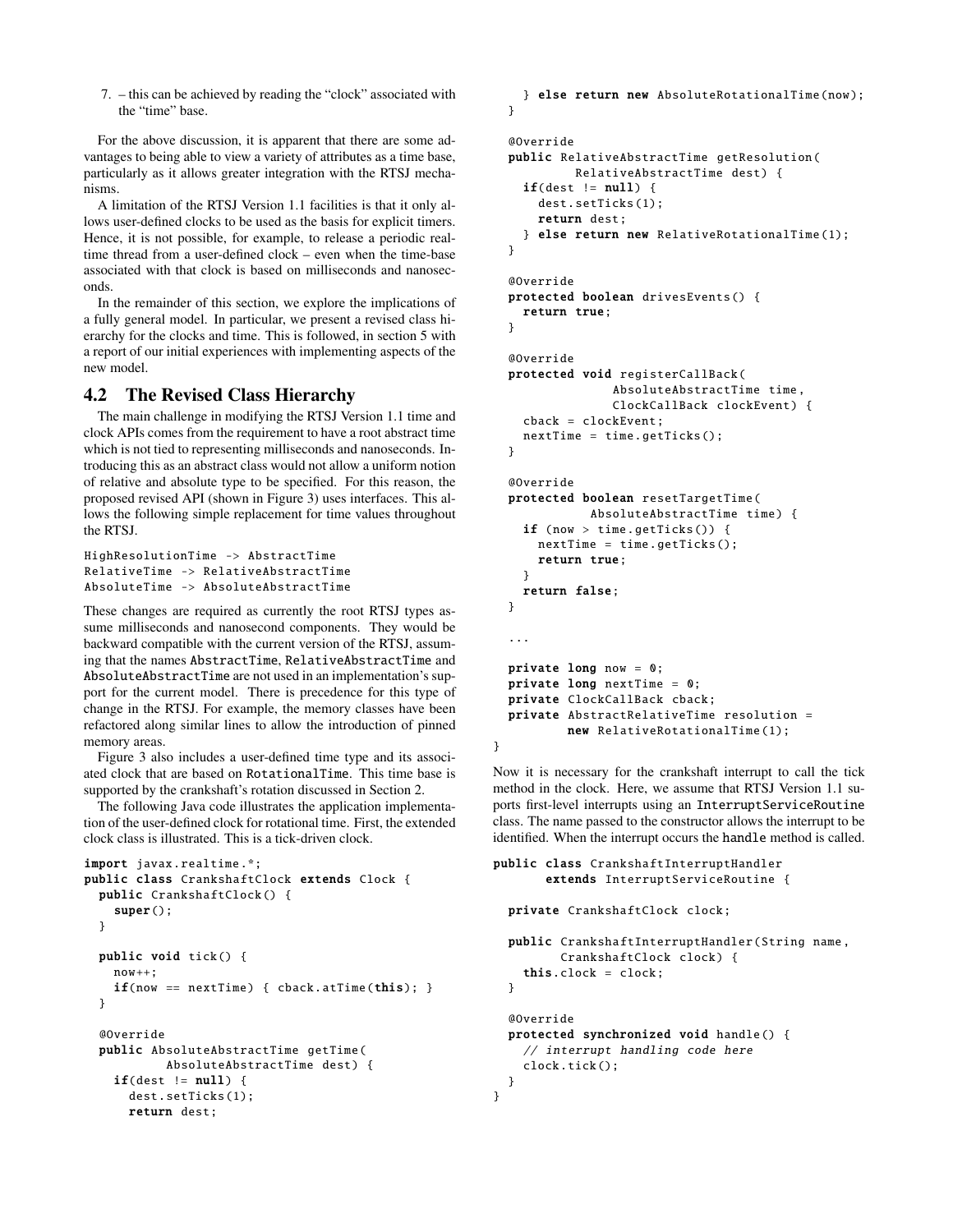7. – this can be achieved by reading the "clock" associated with the "time" base.

For the above discussion, it is apparent that there are some advantages to being able to view a variety of attributes as a time base, particularly as it allows greater integration with the RTSJ mechanisms.

A limitation of the RTSJ Version 1.1 facilities is that it only allows user-defined clocks to be used as the basis for explicit timers. Hence, it is not possible, for example, to release a periodic real-time thread from a user-defined clock – even when the time-base associated with that clock is based on milliseconds and nanoseconds.

In the remainder of this section, we explore the implications of a fully general model. In particular, we present a revised class hierarchy for the clocks and time. This is followed, in section 5 with a report of our initial experiences with implementing aspects of the new model.

## 4.2 The Revised Class Hierarchy

The main challenge in modifying the RTSJ Version 1.1 time and clock APIs comes from the requirement to have a root abstract time which is not tied to representing milliseconds and nanoseconds. Introducing this as an abstract class would not allow a uniform notion of relative and absolute type to be specified. For this reason, the proposed revised API (shown in Figure 3) uses interfaces. This allows the following simple replacement for time values throughout the RTSJ.

```
HighResolutionTime -> AbstractTime
RelativeTime -> RelativeAbstractTime
AbsoluteTime -> AbsoluteAbstractTime
```

These changes are required as currently the root RTSJ types assume milliseconds and nanosecond components. They would be backward compatible with the current version of the RTSJ, assuming that the names AbstractTime, RelativeAbstractTime and AbsoluteAbstractTime are not used in an implementation's support for the current model. There is precedence for this type of change in the RTSJ. For example, the memory classes have been refactored along similar lines to allow the introduction of pinned memory areas.

Figure 3 also includes a user-defined time type and its associated clock that are based on RotationalTime. This time base is supported by the crankshaft's rotation discussed in Section 2.

The following Java code illustrates the application implementation of the user-defined clock for rotational time. First, the extended clock class is illustrated. This is a tick-driven clock.

```java
import javax.realtime.*;
public class CrankshaftClock extends Clock {
  public CrankshaftClock() {
    super();
  }

  public void tick() {
    now++;
    if(now == nextTime) { cback.atTime(this); }
  }

  @Override
  public AbsoluteAbstractTime getTime(
          AbsoluteAbstractTime dest) {
    if(dest != null) {
      dest.setTicks(1);
      return dest;
    } else return new AbsoluteRotationalTime(now);
  }

  @Override
  public RelativeAbstractTime getResolution(
          RelativeAbstractTime dest) {
    if(dest != null) {
      dest.setTicks(1);
      return dest;
    } else return new RelativeRotationalTime(1);
  }

  @Override
  protected boolean drivesEvents() {
    return true;
  }

  @Override
  protected void registerCallBack(
               AbsoluteAbstractTime time,
               ClockCallBack clockEvent) {
    cback = clockEvent;
    nextTime = time.getTicks();
  }

  @Override
  protected boolean resetTargetTime(
            AbsoluteAbstractTime time) {
    if (now > time.getTicks()) {
      nextTime = time.getTicks();
      return true;
    }
    return false;
  }

  ...

  private long now = 0;
  private long nextTime = 0;
  private ClockCallBack cback;
  private AbstractRelativeTime resolution =
          new RelativeRotationalTime(1);
}
```

Now it is necessary for the crankshaft interrupt to call the tick method in the clock. Here, we assume that RTSJ Version 1.1 supports first-level interrupts using an InterruptServiceRoutine class. The name passed to the constructor allows the interrupt to be identified. When the interrupt occurs the handle method is called.

```java
public class CrankshaftInterruptHandler
       extends InterruptServiceRoutine {

  private CrankshaftClock clock;

  public CrankshaftInterruptHandler(String name,
         CrankshaftClock clock) {
    this.clock = clock;
  }

  @Override
  protected synchronized void handle() {
    // interrupt handling code here
    clock.tick();
  }
}
```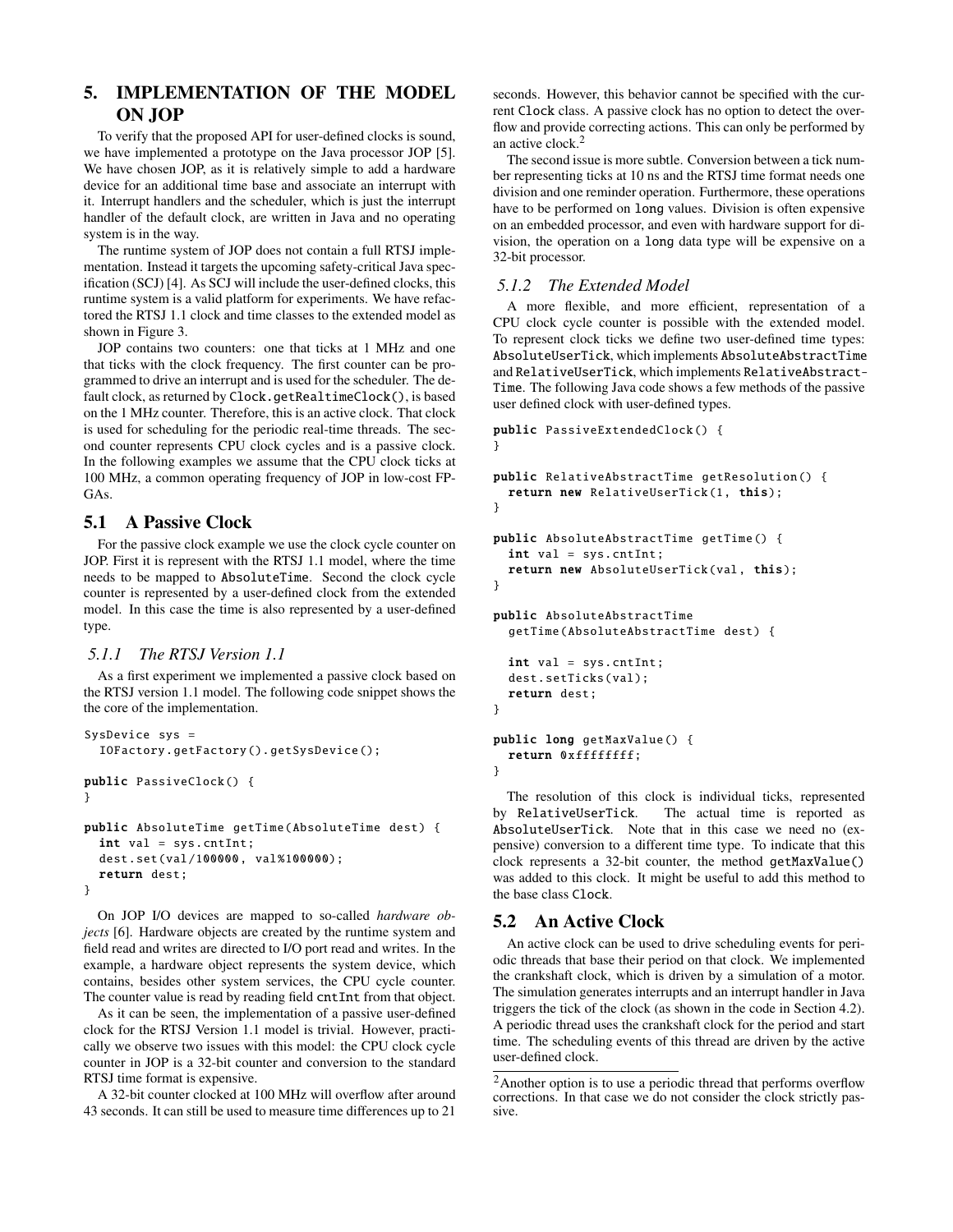## 5. IMPLEMENTATION OF THE MODEL ON JOP

To verify that the proposed API for user-defined clocks is sound, we have implemented a prototype on the Java processor JOP [5]. We have chosen JOP, as it is relatively simple to add a hardware device for an additional time base and associate an interrupt with it. Interrupt handlers and the scheduler, which is just the interrupt handler of the default clock, are written in Java and no operating system is in the way.

The runtime system of JOP does not contain a full RTSJ implementation. Instead it targets the upcoming safety-critical Java specification (SCJ) [4]. As SCJ will include the user-defined clocks, this runtime system is a valid platform for experiments. We have refactored the RTSJ 1.1 clock and time classes to the extended model as shown in Figure 3.

JOP contains two counters: one that ticks at 1 MHz and one that ticks with the clock frequency. The first counter can be programmed to drive an interrupt and is used for the scheduler. The default clock, as returned by `Clock.getRealtimeClock()`, is based on the 1 MHz counter. Therefore, this is an active clock. That clock is used for scheduling for the periodic real-time threads. The second counter represents CPU clock cycles and is a passive clock. In the following examples we assume that the CPU clock ticks at 100 MHz, a common operating frequency of JOP in low-cost FPGAs.

### 5.1 A Passive Clock

For the passive clock example we use the clock cycle counter on JOP. First it is represent with the RTSJ 1.1 model, where the time needs to be mapped to `AbsoluteTime`. Second the clock cycle counter is represented by a user-defined clock from the extended model. In this case the time is also represented by a user-defined type.

#### 5.1.1 The RTSJ Version 1.1

As a first experiment we implemented a passive clock based on the RTSJ version 1.1 model. The following code snippet shows the the core of the implementation.

```
SysDevice sys =
  IOFactory.getFactory().getSysDevice();

public PassiveClock() {
}

public AbsoluteTime getTime(AbsoluteTime dest) {
  int val = sys.cntInt;
  dest.set(val/100000, val%100000);
  return dest;
}
```

On JOP I/O devices are mapped to so-called *hardware objects* [6]. Hardware objects are created by the runtime system and field read and writes are directed to I/O port read and writes. In the example, a hardware object represents the system device, which contains, besides other system services, the CPU cycle counter. The counter value is read by reading field `cntInt` from that object.

As it can be seen, the implementation of a passive user-defined clock for the RTSJ Version 1.1 model is trivial. However, practically we observe two issues with this model: the CPU clock cycle counter in JOP is a 32-bit counter and conversion to the standard RTSJ time format is expensive.

A 32-bit counter clocked at 100 MHz will overflow after around 43 seconds. It can still be used to measure time differences up to 21 seconds. However, this behavior cannot be specified with the current `Clock` class. A passive clock has no option to detect the overflow and provide correcting actions. This can only be performed by an active clock.[2]

The second issue is more subtle. Conversion between a tick number representing ticks at 10 ns and the RTSJ time format needs one division and one reminder operation. Furthermore, these operations have to be performed on `long` values. Division is often expensive on an embedded processor, and even with hardware support for division, the operation on a `long` data type will be expensive on a 32-bit processor.

#### 5.1.2 The Extended Model

A more flexible, and more efficient, representation of a CPU clock cycle counter is possible with the extended model. To represent clock ticks we define two user-defined time types: `AbsoluteUserTick`, which implements `AbsoluteAbstractTime` and `RelativeUserTick`, which implements `RelativeAbstractTime`. The following Java code shows a few methods of the passive user defined clock with user-defined types.

```
public PassiveExtendedClock() {
}

public RelativeAbstractTime getResolution() {
  return new RelativeUserTick(1, this);
}

public AbsoluteAbstractTime getTime() {
  int val = sys.cntInt;
  return new AbsoluteUserTick(val, this);
}

public AbsoluteAbstractTime
  getTime(AbsoluteAbstractTime dest) {

  int val = sys.cntInt;
  dest.setTicks(val);
  return dest;
}

public long getMaxValue() {
  return 0xffffffff;
}
```

The resolution of this clock is individual ticks, represented by `RelativeUserTick`. The actual time is reported as `AbsoluteUserTick`. Note that in this case we need no (expensive) conversion to a different time type. To indicate that this clock represents a 32-bit counter, the method `getMaxValue()` was added to this clock. It might be useful to add this method to the base class `Clock`.

### 5.2 An Active Clock

An active clock can be used to drive scheduling events for periodic threads that base their period on that clock. We implemented the crankshaft clock, which is driven by a simulation of a motor. The simulation generates interrupts and an interrupt handler in Java triggers the tick of the clock (as shown in the code in Section 4.2). A periodic thread uses the crankshaft clock for the period and start time. The scheduling events of this thread are driven by the active user-defined clock.

[2] Another option is to use a periodic thread that performs overflow corrections. In that case we do not consider the clock strictly passive.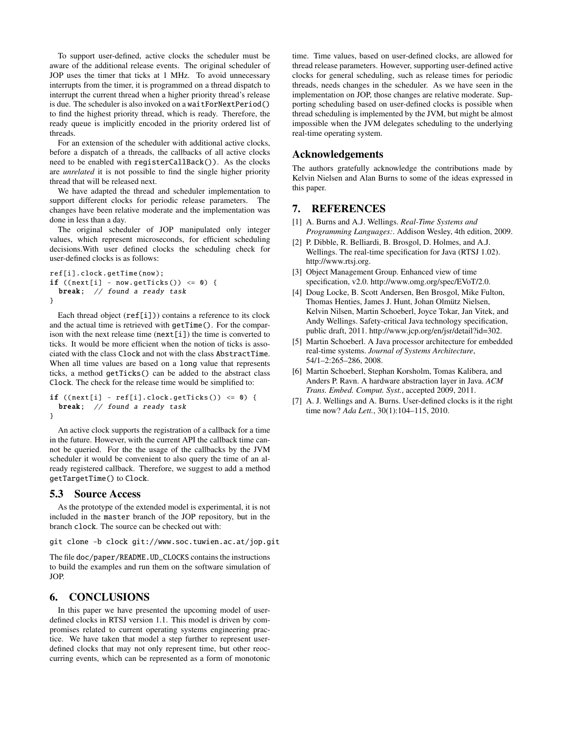To support user-defined, active clocks the scheduler must be aware of the additional release events. The original scheduler of JOP uses the timer that ticks at 1 MHz. To avoid unnecessary interrupts from the timer, it is programmed on a thread dispatch to interrupt the current thread when a higher priority thread's release is due. The scheduler is also invoked on a `waitForNextPeriod()` to find the highest priority thread, which is ready. Therefore, the ready queue is implicitly encoded in the priority ordered list of threads.

For an extension of the scheduler with additional active clocks, before a dispatch of a threads, the callbacks of all active clocks need to be enabled with `registerCallBack()`. As the clocks are *unrelated* it is not possible to find the single higher priority thread that will be released next.

We have adapted the thread and scheduler implementation to support different clocks for periodic release parameters. The changes have been relative moderate and the implementation was done in less than a day.

The original scheduler of JOP manipulated only integer values, which represent microseconds, for efficient scheduling decisions.With user defined clocks the scheduling check for user-defined clocks is as follows:

```
ref[i].clock.getTime(now);
if ((next[i] - now.getTicks()) <= 0) {
  break;  // found a ready task
}
```

Each thread object (`ref[i]`)) contains a reference to its clock and the actual time is retrieved with `getTime()`. For the comparison with the next release time (`next[i]`) the time is converted to ticks. It would be more efficient when the notion of ticks is associated with the class `Clock` and not with the class `AbstractTime`. When all time values are based on a `long` value that represents ticks, a method `getTicks()` can be added to the abstract class `Clock`. The check for the release time would be simplified to:

```
if ((next[i] - ref[i].clock.getTicks()) <= 0) {
  break;  // found a ready task
}
```

An active clock supports the registration of a callback for a time in the future. However, with the current API the callback time cannot be queried. For the the usage of the callbacks by the JVM scheduler it would be convenient to also query the time of an already registered callback. Therefore, we suggest to add a method `getTargetTime()` to `Clock`.

### 5.3 Source Access

As the prototype of the extended model is experimental, it is not included in the `master` branch of the JOP repository, but in the branch `clock`. The source can be checked out with:

```
git clone -b clock git://www.soc.tuwien.ac.at/jop.git
```

The file `doc/paper/README.UD_CLOCKS` contains the instructions to build the examples and run them on the software simulation of JOP.

## 6. CONCLUSIONS

In this paper we have presented the upcoming model of user-defined clocks in RTSJ version 1.1. This model is driven by compromises related to current operating systems engineering practice. We have taken that model a step further to represent user-defined clocks that may not only represent time, but other reoccurring events, which can be represented as a form of monotonic time. Time values, based on user-defined clocks, are allowed for thread release parameters. However, supporting user-defined active clocks for general scheduling, such as release times for periodic threads, needs changes in the scheduler. As we have seen in the implementation on JOP, those changes are relative moderate. Supporting scheduling based on user-defined clocks is possible when thread scheduling is implemented by the JVM, but might be almost impossible when the JVM delegates scheduling to the underlying real-time operating system.

## Acknowledgements

The authors gratefully acknowledge the contributions made by Kelvin Nielsen and Alan Burns to some of the ideas expressed in this paper.

## 7. REFERENCES

[1] A. Burns and A.J. Wellings. *Real-Time Systems and Programming Languages:*. Addison Wesley, 4th edition, 2009.

[2] P. Dibble, R. Belliardi, B. Brosgol, D. Holmes, and A.J. Wellings. The real-time specification for Java (RTSJ 1.02). http://www.rtsj.org.

[3] Object Management Group. Enhanced view of time specification, v2.0. http://www.omg.org/spec/EVoT/2.0.

[4] Doug Locke, B. Scott Andersen, Ben Brosgol, Mike Fulton, Thomas Henties, James J. Hunt, Johan Olmütz Nielsen, Kelvin Nilsen, Martin Schoeberl, Joyce Tokar, Jan Vitek, and Andy Wellings. Safety-critical Java technology specification, public draft, 2011. http://www.jcp.org/en/jsr/detail?id=302.

[5] Martin Schoeberl. A Java processor architecture for embedded real-time systems. *Journal of Systems Architecture*, 54/1–2:265–286, 2008.

[6] Martin Schoeberl, Stephan Korsholm, Tomas Kalibera, and Anders P. Ravn. A hardware abstraction layer in Java. *ACM Trans. Embed. Comput. Syst.*, accepted 2009, 2011.

[7] A. J. Wellings and A. Burns. User-defined clocks is it the right time now? *Ada Lett.*, 30(1):104–115, 2010.